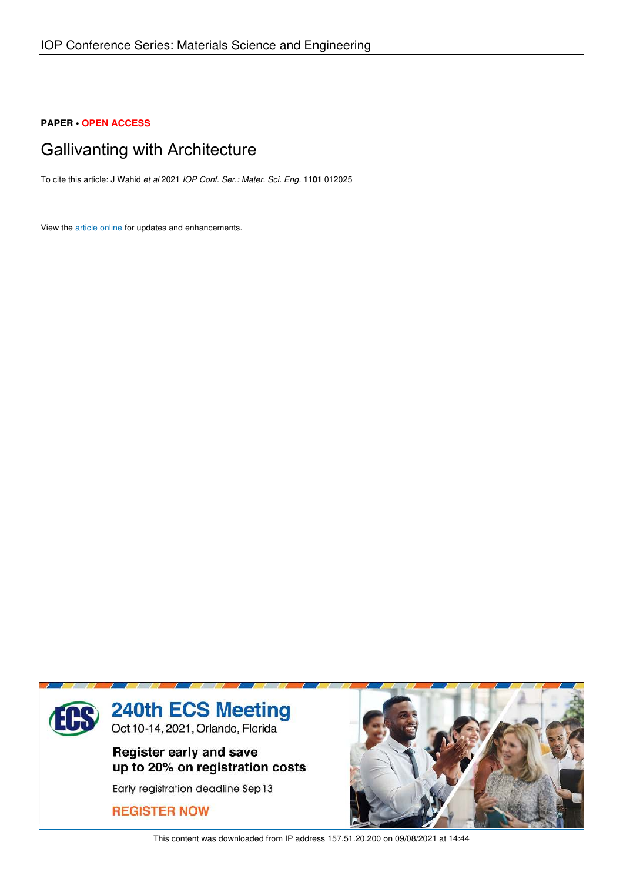IOP Conference Series: Materials Science and Engineering

**PAPER • OPEN ACCESS**

# Gallivanting with Architecture

To cite this article: J Wahid *et al* 2021 *IOP Conf. Ser.: Mater. Sci. Eng.* **1101** 012025

View the article online for updates and enhancements.

240th ECS Meeting
Oct 10-14, 2021, Orlando, Florida

Register early and save up to 20% on registration costs

Early registration deadline Sep 13

REGISTER NOW

This content was downloaded from IP address 157.51.20.200 on 09/08/2021 at 14:44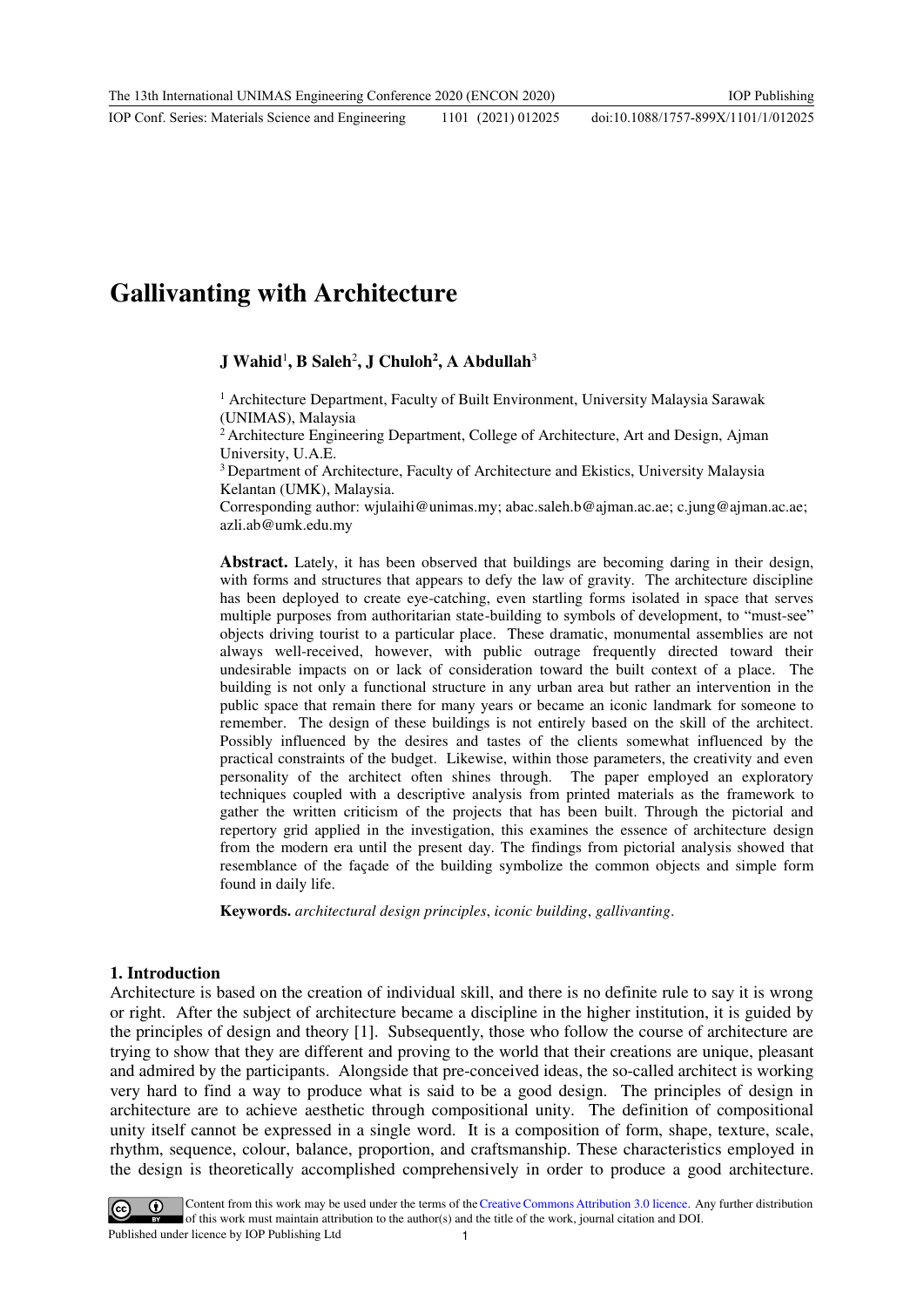# Gallivanting with Architecture

**J Wahid**[1], **B Saleh**[2], **J Chuloh**[2], **A Abdullah**[3]

[1] Architecture Department, Faculty of Built Environment, University Malaysia Sarawak (UNIMAS), Malaysia
[2] Architecture Engineering Department, College of Architecture, Art and Design, Ajman University, U.A.E.
[3] Department of Architecture, Faculty of Architecture and Ekistics, University Malaysia Kelantan (UMK), Malaysia.

Corresponding author: wjulaihi@unimas.my; abac.saleh.b@ajman.ac.ae; c.jung@ajman.ac.ae; azli.ab@umk.edu.my

**Abstract.** Lately, it has been observed that buildings are becoming daring in their design, with forms and structures that appears to defy the law of gravity. The architecture discipline has been deployed to create eye-catching, even startling forms isolated in space that serves multiple purposes from authoritarian state-building to symbols of development, to "must-see" objects driving tourist to a particular place. These dramatic, monumental assemblies are not always well-received, however, with public outrage frequently directed toward their undesirable impacts on or lack of consideration toward the built context of a place. The building is not only a functional structure in any urban area but rather an intervention in the public space that remain there for many years or became an iconic landmark for someone to remember. The design of these buildings is not entirely based on the skill of the architect. Possibly influenced by the desires and tastes of the clients somewhat influenced by the practical constraints of the budget. Likewise, within those parameters, the creativity and even personality of the architect often shines through. The paper employed an exploratory techniques coupled with a descriptive analysis from printed materials as the framework to gather the written criticism of the projects that has been built. Through the pictorial and repertory grid applied in the investigation, this examines the essence of architecture design from the modern era until the present day. The findings from pictorial analysis showed that resemblance of the façade of the building symbolize the common objects and simple form found in daily life.

**Keywords.** *architectural design principles*, *iconic building*, *gallivanting*.

## 1. Introduction

Architecture is based on the creation of individual skill, and there is no definite rule to say it is wrong or right. After the subject of architecture became a discipline in the higher institution, it is guided by the principles of design and theory [1]. Subsequently, those who follow the course of architecture are trying to show that they are different and proving to the world that their creations are unique, pleasant and admired by the participants. Alongside that pre-conceived ideas, the so-called architect is working very hard to find a way to produce what is said to be a good design. The principles of design in architecture are to achieve aesthetic through compositional unity. The definition of compositional unity itself cannot be expressed in a single word. It is a composition of form, shape, texture, scale, rhythm, sequence, colour, balance, proportion, and craftsmanship. These characteristics employed in the design is theoretically accomplished comprehensively in order to produce a good architecture.

Content from this work may be used under the terms of the Creative Commons Attribution 3.0 licence. Any further distribution of this work must maintain attribution to the author(s) and the title of the work, journal citation and DOI.
Published under licence by IOP Publishing Ltd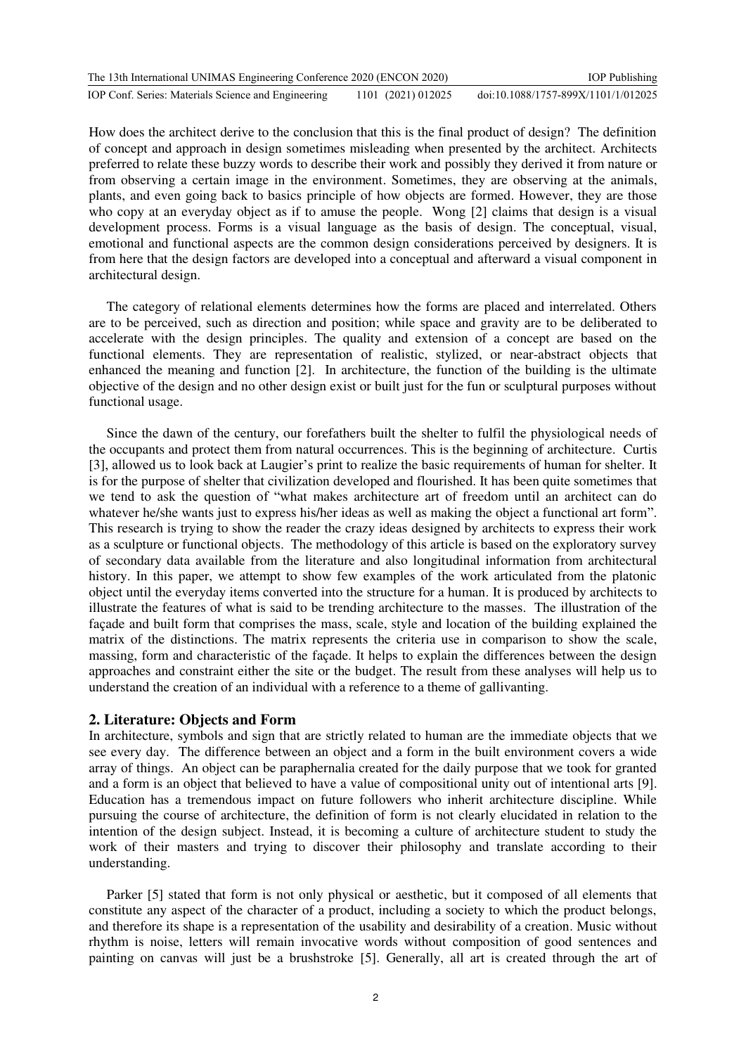How does the architect derive to the conclusion that this is the final product of design? The definition of concept and approach in design sometimes misleading when presented by the architect. Architects preferred to relate these buzzy words to describe their work and possibly they derived it from nature or from observing a certain image in the environment. Sometimes, they are observing at the animals, plants, and even going back to basics principle of how objects are formed. However, they are those who copy at an everyday object as if to amuse the people. Wong [2] claims that design is a visual development process. Forms is a visual language as the basis of design. The conceptual, visual, emotional and functional aspects are the common design considerations perceived by designers. It is from here that the design factors are developed into a conceptual and afterward a visual component in architectural design.

The category of relational elements determines how the forms are placed and interrelated. Others are to be perceived, such as direction and position; while space and gravity are to be deliberated to accelerate with the design principles. The quality and extension of a concept are based on the functional elements. They are representation of realistic, stylized, or near-abstract objects that enhanced the meaning and function [2]. In architecture, the function of the building is the ultimate objective of the design and no other design exist or built just for the fun or sculptural purposes without functional usage.

Since the dawn of the century, our forefathers built the shelter to fulfil the physiological needs of the occupants and protect them from natural occurrences. This is the beginning of architecture. Curtis [3], allowed us to look back at Laugier's print to realize the basic requirements of human for shelter. It is for the purpose of shelter that civilization developed and flourished. It has been quite sometimes that we tend to ask the question of "what makes architecture art of freedom until an architect can do whatever he/she wants just to express his/her ideas as well as making the object a functional art form". This research is trying to show the reader the crazy ideas designed by architects to express their work as a sculpture or functional objects. The methodology of this article is based on the exploratory survey of secondary data available from the literature and also longitudinal information from architectural history. In this paper, we attempt to show few examples of the work articulated from the platonic object until the everyday items converted into the structure for a human. It is produced by architects to illustrate the features of what is said to be trending architecture to the masses. The illustration of the façade and built form that comprises the mass, scale, style and location of the building explained the matrix of the distinctions. The matrix represents the criteria use in comparison to show the scale, massing, form and characteristic of the façade. It helps to explain the differences between the design approaches and constraint either the site or the budget. The result from these analyses will help us to understand the creation of an individual with a reference to a theme of gallivanting.

## 2. Literature: Objects and Form

In architecture, symbols and sign that are strictly related to human are the immediate objects that we see every day. The difference between an object and a form in the built environment covers a wide array of things. An object can be paraphernalia created for the daily purpose that we took for granted and a form is an object that believed to have a value of compositional unity out of intentional arts [9]. Education has a tremendous impact on future followers who inherit architecture discipline. While pursuing the course of architecture, the definition of form is not clearly elucidated in relation to the intention of the design subject. Instead, it is becoming a culture of architecture student to study the work of their masters and trying to discover their philosophy and translate according to their understanding.

Parker [5] stated that form is not only physical or aesthetic, but it composed of all elements that constitute any aspect of the character of a product, including a society to which the product belongs, and therefore its shape is a representation of the usability and desirability of a creation. Music without rhythm is noise, letters will remain invocative words without composition of good sentences and painting on canvas will just be a brushstroke [5]. Generally, all art is created through the art of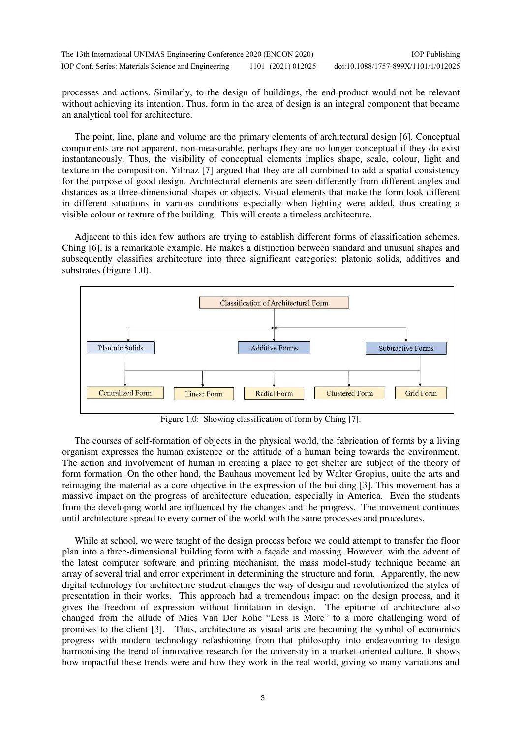processes and actions. Similarly, to the design of buildings, the end-product would not be relevant without achieving its intention. Thus, form in the area of design is an integral component that became an analytical tool for architecture.

The point, line, plane and volume are the primary elements of architectural design [6]. Conceptual components are not apparent, non-measurable, perhaps they are no longer conceptual if they do exist instantaneously. Thus, the visibility of conceptual elements implies shape, scale, colour, light and texture in the composition. Yilmaz [7] argued that they are all combined to add a spatial consistency for the purpose of good design. Architectural elements are seen differently from different angles and distances as a three-dimensional shapes or objects. Visual elements that make the form look different in different situations in various conditions especially when lighting were added, thus creating a visible colour or texture of the building. This will create a timeless architecture.

Adjacent to this idea few authors are trying to establish different forms of classification schemes. Ching [6], is a remarkable example. He makes a distinction between standard and unusual shapes and subsequently classifies architecture into three significant categories: platonic solids, additives and substrates (Figure 1.0).

Classification of Architectural Form

Platonic Solids | Additive Forms | Subtractive Forms

Centralized Form | Linear Form | Radial Form | Clustered Form | Grid Form

Figure 1.0: Showing classification of form by Ching [7].

The courses of self-formation of objects in the physical world, the fabrication of forms by a living organism expresses the human existence or the attitude of a human being towards the environment. The action and involvement of human in creating a place to get shelter are subject of the theory of form formation. On the other hand, the Bauhaus movement led by Walter Gropius, unite the arts and reimaging the material as a core objective in the expression of the building [3]. This movement has a massive impact on the progress of architecture education, especially in America. Even the students from the developing world are influenced by the changes and the progress. The movement continues until architecture spread to every corner of the world with the same processes and procedures.

While at school, we were taught of the design process before we could attempt to transfer the floor plan into a three-dimensional building form with a façade and massing. However, with the advent of the latest computer software and printing mechanism, the mass model-study technique became an array of several trial and error experiment in determining the structure and form. Apparently, the new digital technology for architecture student changes the way of design and revolutionized the styles of presentation in their works. This approach had a tremendous impact on the design process, and it gives the freedom of expression without limitation in design. The epitome of architecture also changed from the allude of Mies Van Der Rohe "Less is More" to a more challenging word of promises to the client [3]. Thus, architecture as visual arts are becoming the symbol of economics progress with modern technology refashioning from that philosophy into endeavouring to design harmonising the trend of innovative research for the university in a market-oriented culture. It shows how impactful these trends were and how they work in the real world, giving so many variations and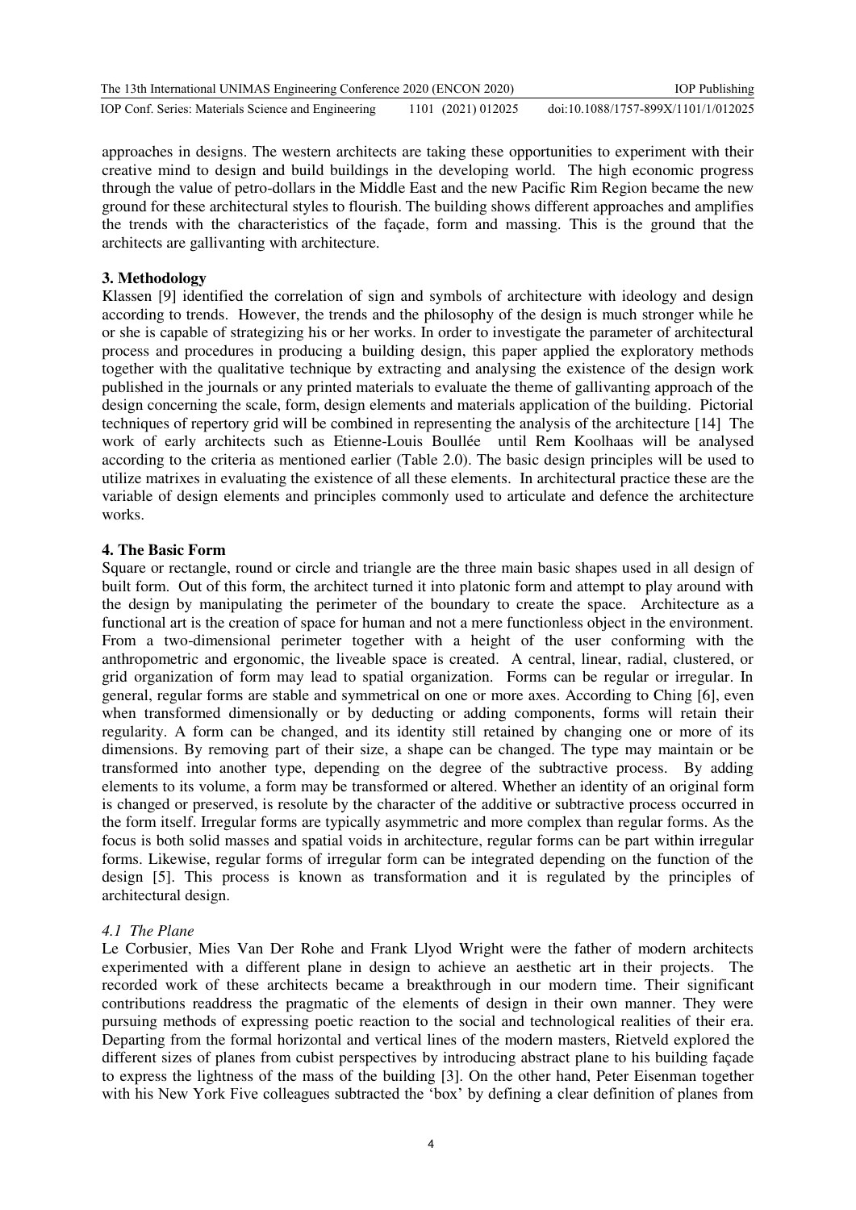approaches in designs. The western architects are taking these opportunities to experiment with their creative mind to design and build buildings in the developing world. The high economic progress through the value of petro-dollars in the Middle East and the new Pacific Rim Region became the new ground for these architectural styles to flourish. The building shows different approaches and amplifies the trends with the characteristics of the façade, form and massing. This is the ground that the architects are gallivanting with architecture.

## 3. Methodology

Klassen [9] identified the correlation of sign and symbols of architecture with ideology and design according to trends. However, the trends and the philosophy of the design is much stronger while he or she is capable of strategizing his or her works. In order to investigate the parameter of architectural process and procedures in producing a building design, this paper applied the exploratory methods together with the qualitative technique by extracting and analysing the existence of the design work published in the journals or any printed materials to evaluate the theme of gallivanting approach of the design concerning the scale, form, design elements and materials application of the building. Pictorial techniques of repertory grid will be combined in representing the analysis of the architecture [14] The work of early architects such as Etienne-Louis Boullée until Rem Koolhaas will be analysed according to the criteria as mentioned earlier (Table 2.0). The basic design principles will be used to utilize matrixes in evaluating the existence of all these elements. In architectural practice these are the variable of design elements and principles commonly used to articulate and defence the architecture works.

## 4. The Basic Form

Square or rectangle, round or circle and triangle are the three main basic shapes used in all design of built form. Out of this form, the architect turned it into platonic form and attempt to play around with the design by manipulating the perimeter of the boundary to create the space. Architecture as a functional art is the creation of space for human and not a mere functionless object in the environment. From a two-dimensional perimeter together with a height of the user conforming with the anthropometric and ergonomic, the liveable space is created. A central, linear, radial, clustered, or grid organization of form may lead to spatial organization. Forms can be regular or irregular. In general, regular forms are stable and symmetrical on one or more axes. According to Ching [6], even when transformed dimensionally or by deducting or adding components, forms will retain their regularity. A form can be changed, and its identity still retained by changing one or more of its dimensions. By removing part of their size, a shape can be changed. The type may maintain or be transformed into another type, depending on the degree of the subtractive process. By adding elements to its volume, a form may be transformed or altered. Whether an identity of an original form is changed or preserved, is resolute by the character of the additive or subtractive process occurred in the form itself. Irregular forms are typically asymmetric and more complex than regular forms. As the focus is both solid masses and spatial voids in architecture, regular forms can be part within irregular forms. Likewise, regular forms of irregular form can be integrated depending on the function of the design [5]. This process is known as transformation and it is regulated by the principles of architectural design.

### *4.1 The Plane*

Le Corbusier, Mies Van Der Rohe and Frank Llyod Wright were the father of modern architects experimented with a different plane in design to achieve an aesthetic art in their projects. The recorded work of these architects became a breakthrough in our modern time. Their significant contributions readdress the pragmatic of the elements of design in their own manner. They were pursuing methods of expressing poetic reaction to the social and technological realities of their era. Departing from the formal horizontal and vertical lines of the modern masters, Rietveld explored the different sizes of planes from cubist perspectives by introducing abstract plane to his building façade to express the lightness of the mass of the building [3]. On the other hand, Peter Eisenman together with his New York Five colleagues subtracted the 'box' by defining a clear definition of planes from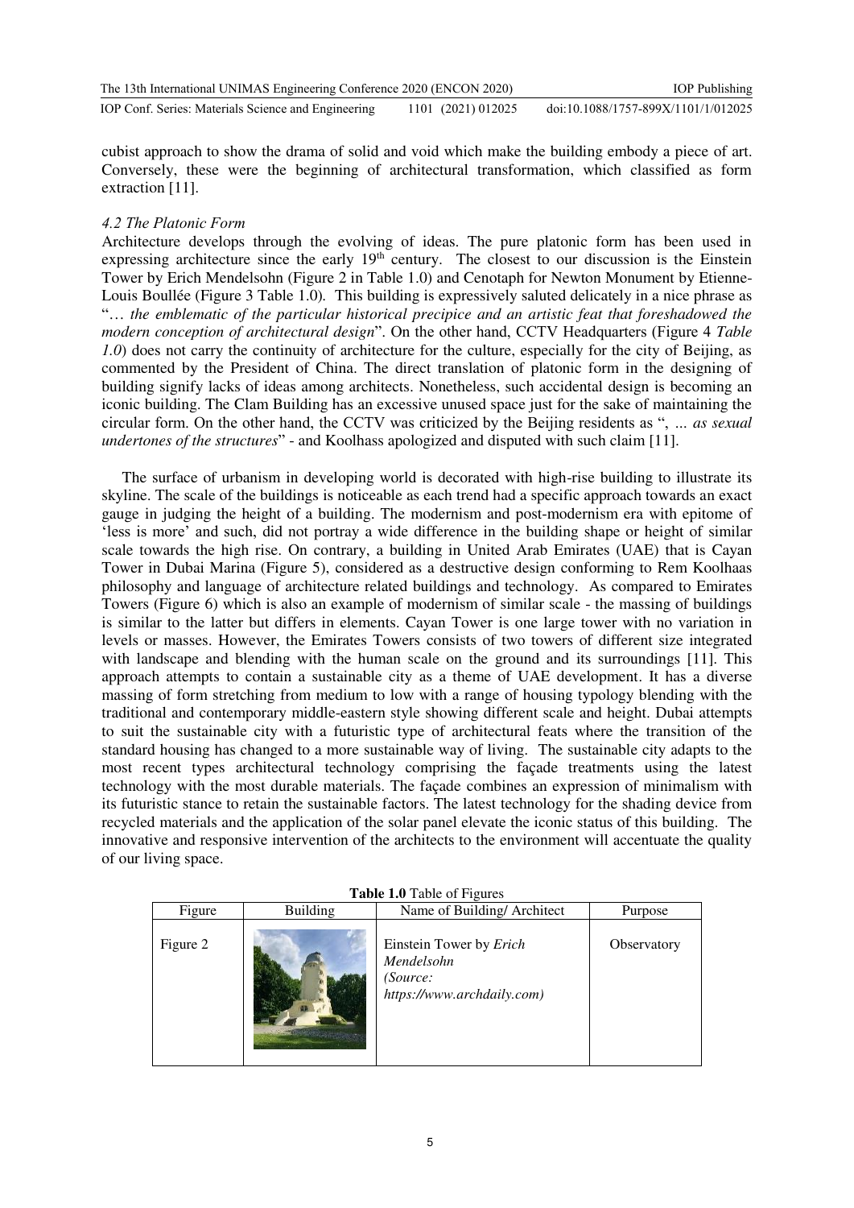cubist approach to show the drama of solid and void which make the building embody a piece of art. Conversely, these were the beginning of architectural transformation, which classified as form extraction [11].

### *4.2 The Platonic Form*

Architecture develops through the evolving of ideas. The pure platonic form has been used in expressing architecture since the early 19th century. The closest to our discussion is the Einstein Tower by Erich Mendelsohn (Figure 2 in Table 1.0) and Cenotaph for Newton Monument by Etienne-Louis Boullée (Figure 3 Table 1.0). This building is expressively saluted delicately in a nice phrase as "*… the emblematic of the particular historical precipice and an artistic feat that foreshadowed the modern conception of architectural design*". On the other hand, CCTV Headquarters (Figure 4 *Table 1.0*) does not carry the continuity of architecture for the culture, especially for the city of Beijing, as commented by the President of China. The direct translation of platonic form in the designing of building signify lacks of ideas among architects. Nonetheless, such accidental design is becoming an iconic building. The Clam Building has an excessive unused space just for the sake of maintaining the circular form. On the other hand, the CCTV was criticized by the Beijing residents as ", *… as sexual undertones of the structures*" - and Koolhass apologized and disputed with such claim [11].

The surface of urbanism in developing world is decorated with high-rise building to illustrate its skyline. The scale of the buildings is noticeable as each trend had a specific approach towards an exact gauge in judging the height of a building. The modernism and post-modernism era with epitome of 'less is more' and such, did not portray a wide difference in the building shape or height of similar scale towards the high rise. On contrary, a building in United Arab Emirates (UAE) that is Cayan Tower in Dubai Marina (Figure 5), considered as a destructive design conforming to Rem Koolhaas philosophy and language of architecture related buildings and technology. As compared to Emirates Towers (Figure 6) which is also an example of modernism of similar scale - the massing of buildings is similar to the latter but differs in elements. Cayan Tower is one large tower with no variation in levels or masses. However, the Emirates Towers consists of two towers of different size integrated with landscape and blending with the human scale on the ground and its surroundings [11]. This approach attempts to contain a sustainable city as a theme of UAE development. It has a diverse massing of form stretching from medium to low with a range of housing typology blending with the traditional and contemporary middle-eastern style showing different scale and height. Dubai attempts to suit the sustainable city with a futuristic type of architectural feats where the transition of the standard housing has changed to a more sustainable way of living. The sustainable city adapts to the most recent types architectural technology comprising the façade treatments using the latest technology with the most durable materials. The façade combines an expression of minimalism with its futuristic stance to retain the sustainable factors. The latest technology for the shading device from recycled materials and the application of the solar panel elevate the iconic status of this building. The innovative and responsive intervention of the architects to the environment will accentuate the quality of our living space.

**Table 1.0** Table of Figures

| Figure | Building | Name of Building/ Architect | Purpose |
|---|---|---|---|
| Figure 2 | | Einstein Tower by *Erich Mendelsohn* *(Source: https://www.archdaily.com)* | Observatory |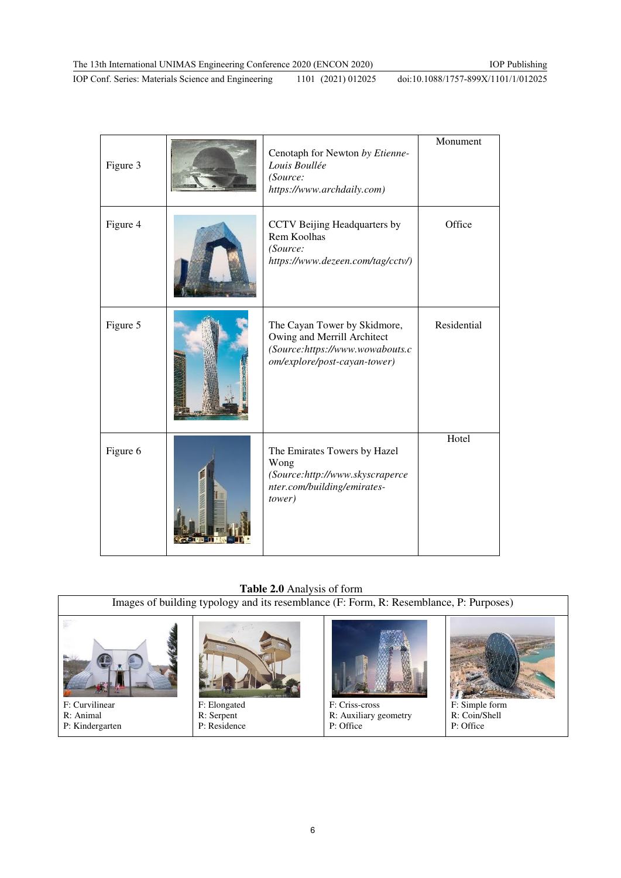| | | | |
|---|---|---|---|
| Figure 3 | | Cenotaph for Newton *by Etienne-Louis Boullée (Source: https://www.archdaily.com)* | Monument |
| Figure 4 | | CCTV Beijing Headquarters by Rem Koolhas *(Source: https://www.dezeen.com/tag/cctv/)* | Office |
| Figure 5 | | The Cayan Tower by Skidmore, Owing and Merrill Architect *(Source:https://www.wowabouts.com/explore/post-cayan-tower)* | Residential |
| Figure 6 | | The Emirates Towers by Hazel Wong *(Source:http://www.skyscrapercenter.com/building/emirates-tower)* | Hotel |

**Table 2.0** Analysis of form

| Images of building typology and its resemblance (F: Form, R: Resemblance, P: Purposes) | | | |
|---|---|---|---|
| F: Curvilinear<br>R: Animal<br>P: Kindergarten | F: Elongated<br>R: Serpent<br>P: Residence | F: Criss-cross<br>R: Auxiliary geometry<br>P: Office | F: Simple form<br>R: Coin/Shell<br>P: Office |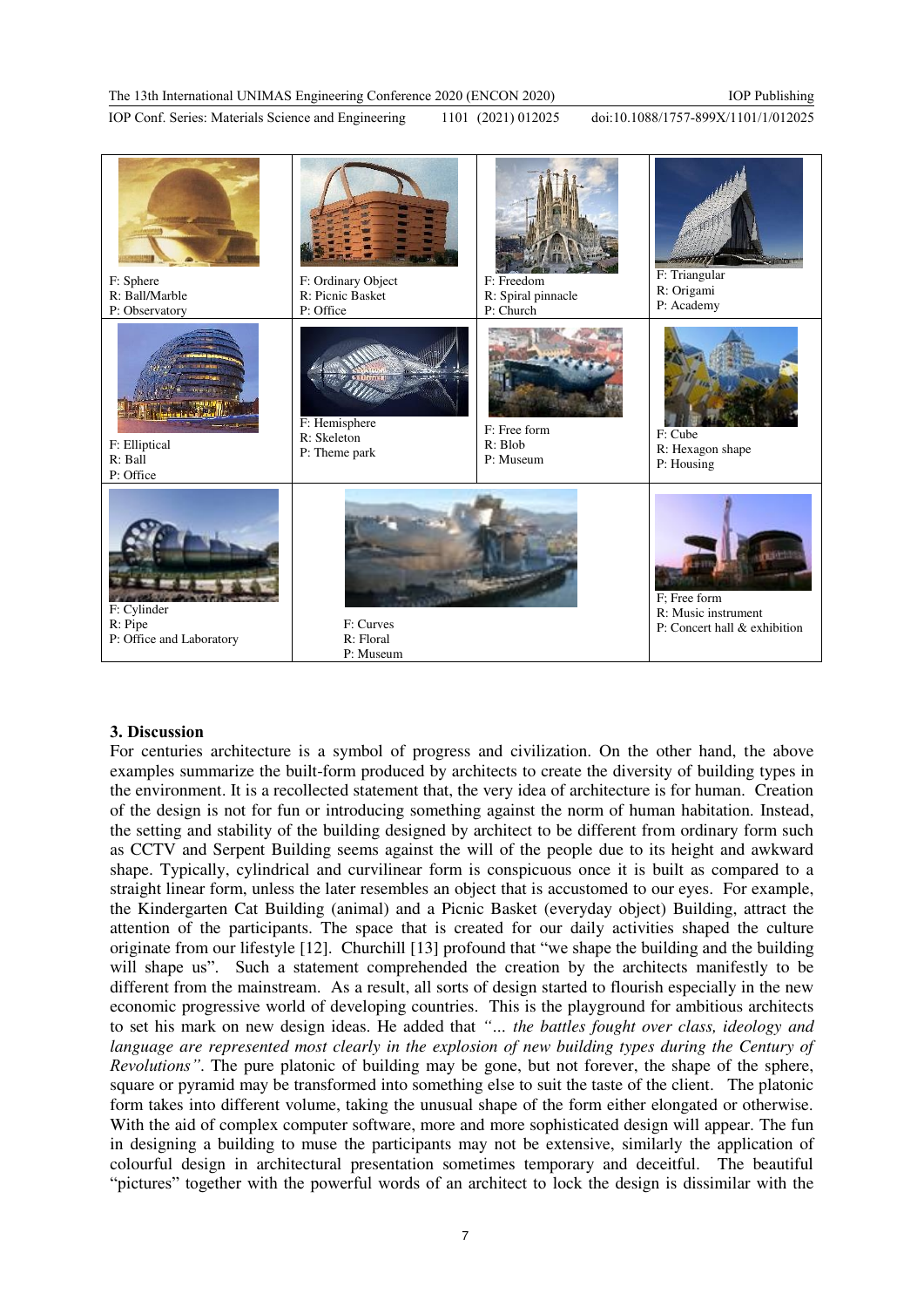| | | | |
|---|---|---|---|
| F: Sphere<br>R: Ball/Marble<br>P: Observatory | F: Ordinary Object<br>R: Picnic Basket<br>P: Office | F: Freedom<br>R: Spiral pinnacle<br>P: Church | F: Triangular<br>R: Origami<br>P: Academy |
| F: Elliptical<br>R: Ball<br>P: Office | F: Hemisphere<br>R: Skeleton<br>P: Theme park | F: Free form<br>R: Blob<br>P: Museum | F: Cube<br>R: Hexagon shape<br>P: Housing |
| F: Cylinder<br>R: Pipe<br>P: Office and Laboratory | F: Curves<br>R: Floral<br>P: Museum | | F; Free form<br>R: Music instrument<br>P: Concert hall & exhibition |

## 3. Discussion

For centuries architecture is a symbol of progress and civilization. On the other hand, the above examples summarize the built-form produced by architects to create the diversity of building types in the environment. It is a recollected statement that, the very idea of architecture is for human. Creation of the design is not for fun or introducing something against the norm of human habitation. Instead, the setting and stability of the building designed by architect to be different from ordinary form such as CCTV and Serpent Building seems against the will of the people due to its height and awkward shape. Typically, cylindrical and curvilinear form is conspicuous once it is built as compared to a straight linear form, unless the later resembles an object that is accustomed to our eyes. For example, the Kindergarten Cat Building (animal) and a Picnic Basket (everyday object) Building, attract the attention of the participants. The space that is created for our daily activities shaped the culture originate from our lifestyle [12]. Churchill [13] profound that "we shape the building and the building will shape us". Such a statement comprehended the creation by the architects manifestly to be different from the mainstream. As a result, all sorts of design started to flourish especially in the new economic progressive world of developing countries. This is the playground for ambitious architects to set his mark on new design ideas. He added that *"... the battles fought over class, ideology and language are represented most clearly in the explosion of new building types during the Century of Revolutions"*. The pure platonic of building may be gone, but not forever, the shape of the sphere, square or pyramid may be transformed into something else to suit the taste of the client. The platonic form takes into different volume, taking the unusual shape of the form either elongated or otherwise. With the aid of complex computer software, more and more sophisticated design will appear. The fun in designing a building to muse the participants may not be extensive, similarly the application of colourful design in architectural presentation sometimes temporary and deceitful. The beautiful "pictures" together with the powerful words of an architect to lock the design is dissimilar with the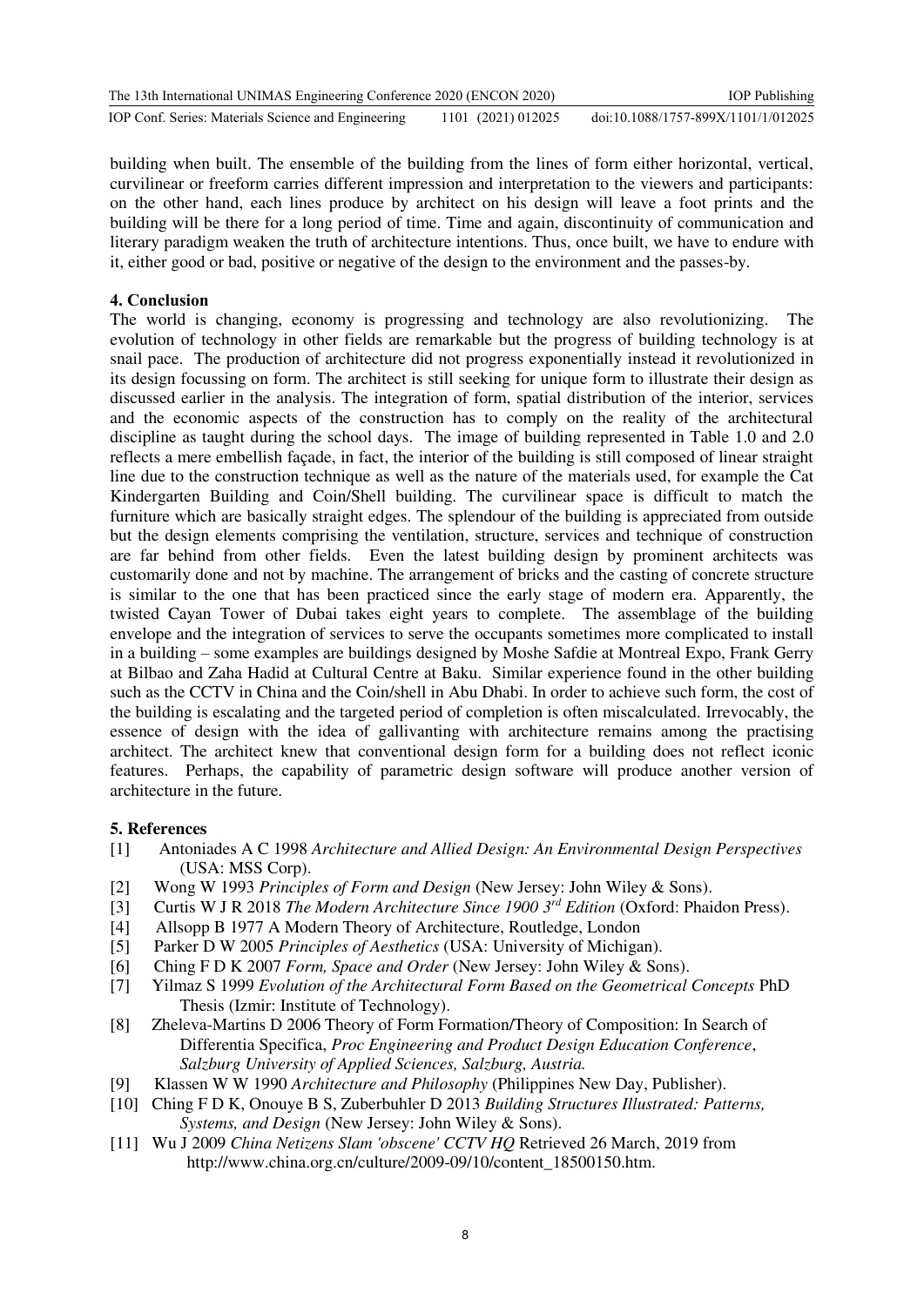building when built. The ensemble of the building from the lines of form either horizontal, vertical, curvilinear or freeform carries different impression and interpretation to the viewers and participants: on the other hand, each lines produce by architect on his design will leave a foot prints and the building will be there for a long period of time. Time and again, discontinuity of communication and literary paradigm weaken the truth of architecture intentions. Thus, once built, we have to endure with it, either good or bad, positive or negative of the design to the environment and the passes-by.

## 4. Conclusion

The world is changing, economy is progressing and technology are also revolutionizing. The evolution of technology in other fields are remarkable but the progress of building technology is at snail pace. The production of architecture did not progress exponentially instead it revolutionized in its design focussing on form. The architect is still seeking for unique form to illustrate their design as discussed earlier in the analysis. The integration of form, spatial distribution of the interior, services and the economic aspects of the construction has to comply on the reality of the architectural discipline as taught during the school days. The image of building represented in Table 1.0 and 2.0 reflects a mere embellish façade, in fact, the interior of the building is still composed of linear straight line due to the construction technique as well as the nature of the materials used, for example the Cat Kindergarten Building and Coin/Shell building. The curvilinear space is difficult to match the furniture which are basically straight edges. The splendour of the building is appreciated from outside but the design elements comprising the ventilation, structure, services and technique of construction are far behind from other fields. Even the latest building design by prominent architects was customarily done and not by machine. The arrangement of bricks and the casting of concrete structure is similar to the one that has been practiced since the early stage of modern era. Apparently, the twisted Cayan Tower of Dubai takes eight years to complete. The assemblage of the building envelope and the integration of services to serve the occupants sometimes more complicated to install in a building – some examples are buildings designed by Moshe Safdie at Montreal Expo, Frank Gerry at Bilbao and Zaha Hadid at Cultural Centre at Baku. Similar experience found in the other building such as the CCTV in China and the Coin/shell in Abu Dhabi. In order to achieve such form, the cost of the building is escalating and the targeted period of completion is often miscalculated. Irrevocably, the essence of design with the idea of gallivanting with architecture remains among the practising architect. The architect knew that conventional design form for a building does not reflect iconic features. Perhaps, the capability of parametric design software will produce another version of architecture in the future.

## 5. References

[1] Antoniades A C 1998 *Architecture and Allied Design: An Environmental Design Perspectives* (USA: MSS Corp).

[2] Wong W 1993 *Principles of Form and Design* (New Jersey: John Wiley & Sons).

[3] Curtis W J R 2018 *The Modern Architecture Since 1900 3rd Edition* (Oxford: Phaidon Press).

[4] Allsopp B 1977 A Modern Theory of Architecture, Routledge, London

[5] Parker D W 2005 *Principles of Aesthetics* (USA: University of Michigan).

[6] Ching F D K 2007 *Form, Space and Order* (New Jersey: John Wiley & Sons).

[7] Yilmaz S 1999 *Evolution of the Architectural Form Based on the Geometrical Concepts* PhD Thesis (Izmir: Institute of Technology).

[8] Zheleva-Martins D 2006 Theory of Form Formation/Theory of Composition: In Search of Differentia Specifica, *Proc Engineering and Product Design Education Conference*, *Salzburg University of Applied Sciences, Salzburg, Austria.*

[9] Klassen W W 1990 *Architecture and Philosophy* (Philippines New Day, Publisher).

[10] Ching F D K, Onouye B S, Zuberbuhler D 2013 *Building Structures Illustrated: Patterns, Systems, and Design* (New Jersey: John Wiley & Sons).

[11] Wu J 2009 *China Netizens Slam 'obscene' CCTV HQ* Retrieved 26 March, 2019 from http://www.china.org.cn/culture/2009-09/10/content_18500150.htm.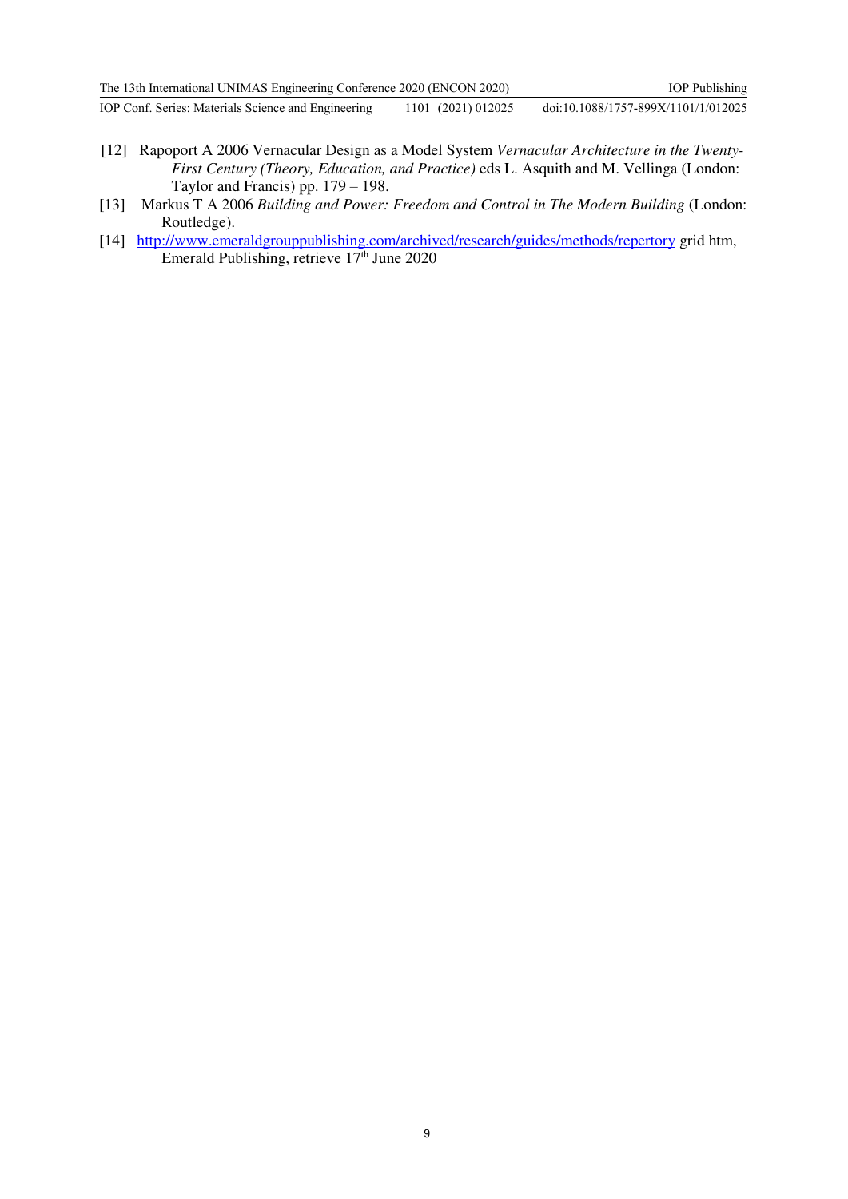[12] Rapoport A 2006 Vernacular Design as a Model System *Vernacular Architecture in the Twenty-First Century (Theory, Education, and Practice)* eds L. Asquith and M. Vellinga (London: Taylor and Francis) pp. 179 – 198.

[13] Markus T A 2006 *Building and Power: Freedom and Control in The Modern Building* (London: Routledge).

[14] http://www.emeraldgrouppublishing.com/archived/research/guides/methods/repertory grid htm, Emerald Publishing, retrieve 17th June 2020